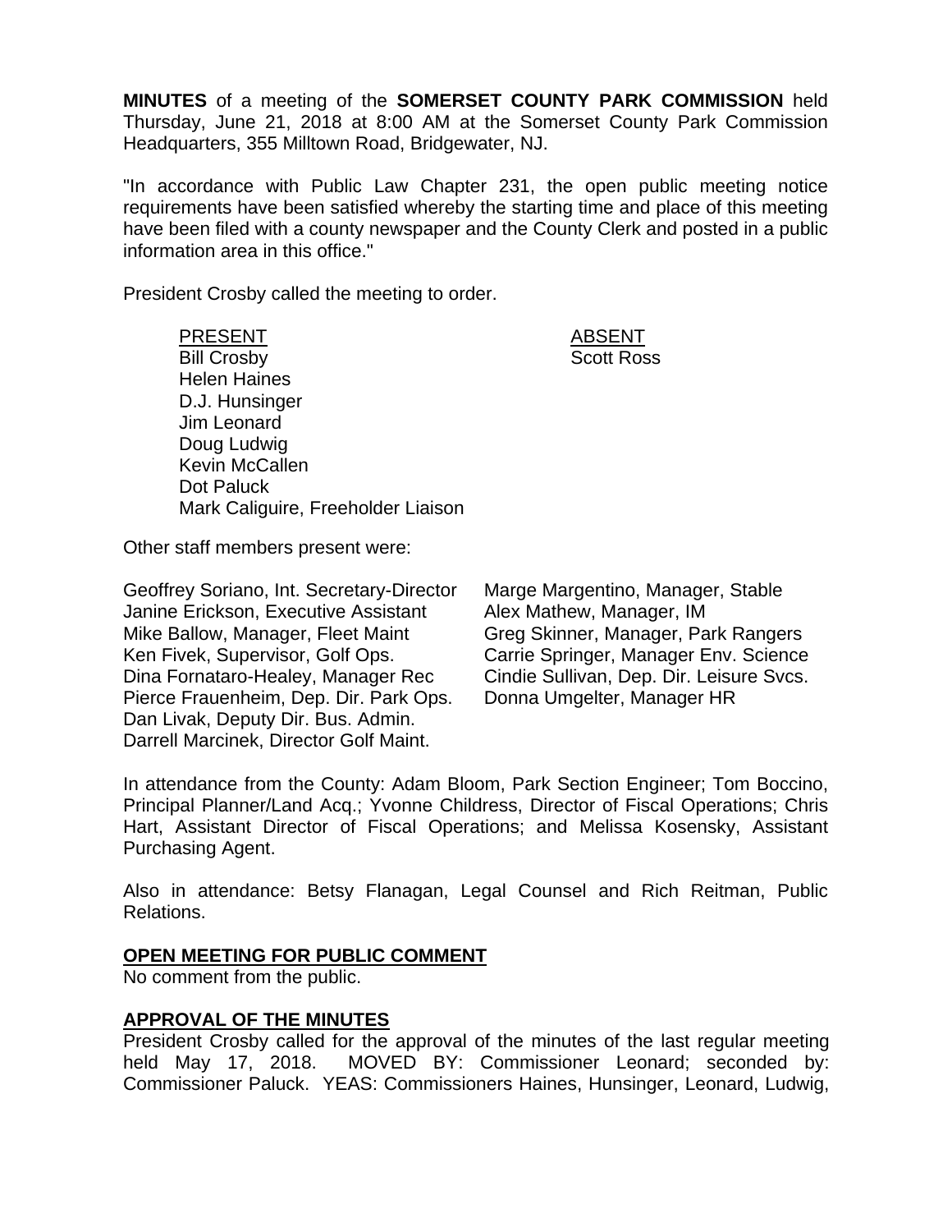**MINUTES** of a meeting of the **SOMERSET COUNTY PARK COMMISSION** held Thursday, June 21, 2018 at 8:00 AM at the Somerset County Park Commission Headquarters, 355 Milltown Road, Bridgewater, NJ.

"In accordance with Public Law Chapter 231, the open public meeting notice requirements have been satisfied whereby the starting time and place of this meeting have been filed with a county newspaper and the County Clerk and posted in a public information area in this office."

President Crosby called the meeting to order.

| PRESENT | ABSENT |
|---|---|
| Bill Crosby | Scott Ross |
| Helen Haines | |
| D.J. Hunsinger | |
| Jim Leonard | |
| Doug Ludwig | |
| Kevin McCallen | |
| Dot Paluck | |
| Mark Caliguire, Freeholder Liaison | |

Other staff members present were:

Geoffrey Soriano, Int. Secretary-Director
Janine Erickson, Executive Assistant
Mike Ballow, Manager, Fleet Maint
Ken Fivek, Supervisor, Golf Ops.
Dina Fornataro-Healey, Manager Rec
Pierce Frauenheim, Dep. Dir. Park Ops.
Dan Livak, Deputy Dir. Bus. Admin.
Darrell Marcinek, Director Golf Maint.
Marge Margentino, Manager, Stable
Alex Mathew, Manager, IM
Greg Skinner, Manager, Park Rangers
Carrie Springer, Manager Env. Science
Cindie Sullivan, Dep. Dir. Leisure Svcs.
Donna Umgelter, Manager HR

In attendance from the County: Adam Bloom, Park Section Engineer; Tom Boccino, Principal Planner/Land Acq.; Yvonne Childress, Director of Fiscal Operations; Chris Hart, Assistant Director of Fiscal Operations; and Melissa Kosensky, Assistant Purchasing Agent.

Also in attendance: Betsy Flanagan, Legal Counsel and Rich Reitman, Public Relations.

**OPEN MEETING FOR PUBLIC COMMENT**

No comment from the public.

**APPROVAL OF THE MINUTES**

President Crosby called for the approval of the minutes of the last regular meeting held May 17, 2018. MOVED BY: Commissioner Leonard; seconded by: Commissioner Paluck. YEAS: Commissioners Haines, Hunsinger, Leonard, Ludwig,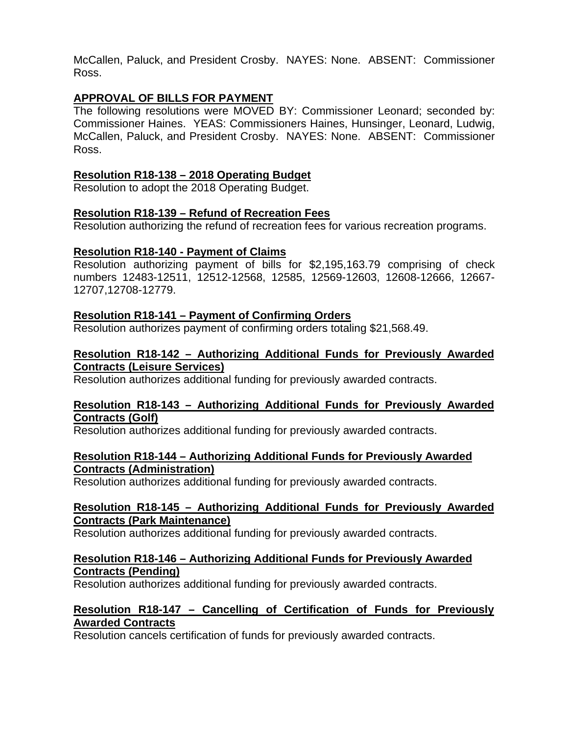McCallen, Paluck, and President Crosby. NAYES: None. ABSENT: Commissioner Ross.

**APPROVAL OF BILLS FOR PAYMENT**

The following resolutions were MOVED BY: Commissioner Leonard; seconded by: Commissioner Haines. YEAS: Commissioners Haines, Hunsinger, Leonard, Ludwig, McCallen, Paluck, and President Crosby. NAYES: None. ABSENT: Commissioner Ross.

**Resolution R18-138 – 2018 Operating Budget**

Resolution to adopt the 2018 Operating Budget.

**Resolution R18-139 – Refund of Recreation Fees**

Resolution authorizing the refund of recreation fees for various recreation programs.

**Resolution R18-140 - Payment of Claims**

Resolution authorizing payment of bills for $2,195,163.79 comprising of check numbers 12483-12511, 12512-12568, 12585, 12569-12603, 12608-12666, 12667-12707,12708-12779.

**Resolution R18-141 – Payment of Confirming Orders**

Resolution authorizes payment of confirming orders totaling $21,568.49.

**Resolution R18-142 – Authorizing Additional Funds for Previously Awarded Contracts (Leisure Services)**

Resolution authorizes additional funding for previously awarded contracts.

**Resolution R18-143 – Authorizing Additional Funds for Previously Awarded Contracts (Golf)**

Resolution authorizes additional funding for previously awarded contracts.

**Resolution R18-144 – Authorizing Additional Funds for Previously Awarded Contracts (Administration)**

Resolution authorizes additional funding for previously awarded contracts.

**Resolution R18-145 – Authorizing Additional Funds for Previously Awarded Contracts (Park Maintenance)**

Resolution authorizes additional funding for previously awarded contracts.

**Resolution R18-146 – Authorizing Additional Funds for Previously Awarded Contracts (Pending)**

Resolution authorizes additional funding for previously awarded contracts.

**Resolution R18-147 – Cancelling of Certification of Funds for Previously Awarded Contracts**

Resolution cancels certification of funds for previously awarded contracts.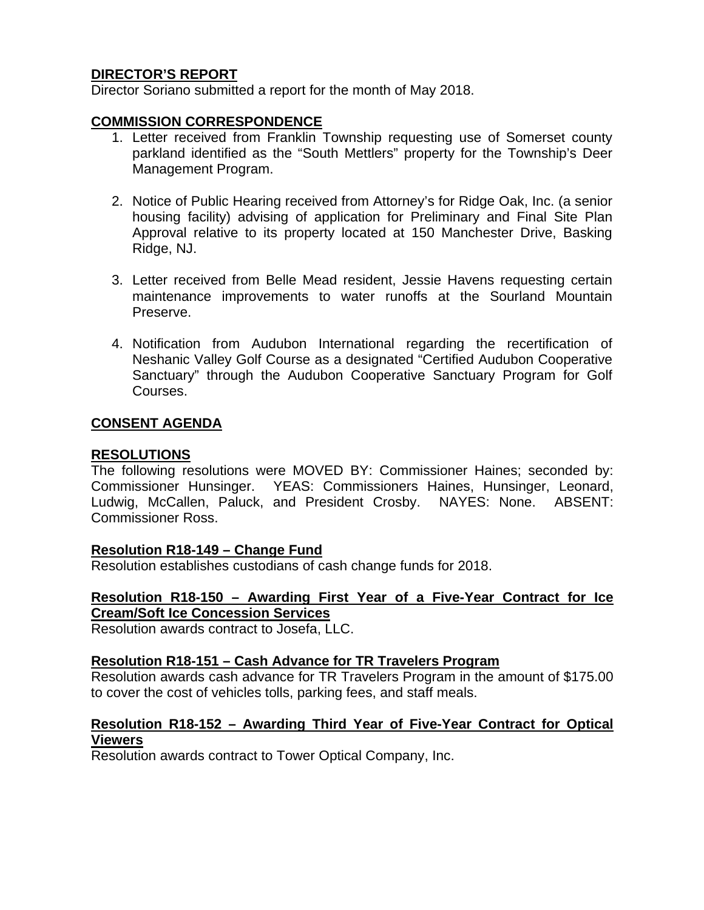## DIRECTOR'S REPORT

Director Soriano submitted a report for the month of May 2018.

## COMMISSION CORRESPONDENCE

1. Letter received from Franklin Township requesting use of Somerset county parkland identified as the "South Mettlers" property for the Township's Deer Management Program.

2. Notice of Public Hearing received from Attorney's for Ridge Oak, Inc. (a senior housing facility) advising of application for Preliminary and Final Site Plan Approval relative to its property located at 150 Manchester Drive, Basking Ridge, NJ.

3. Letter received from Belle Mead resident, Jessie Havens requesting certain maintenance improvements to water runoffs at the Sourland Mountain Preserve.

4. Notification from Audubon International regarding the recertification of Neshanic Valley Golf Course as a designated "Certified Audubon Cooperative Sanctuary" through the Audubon Cooperative Sanctuary Program for Golf Courses.

## CONSENT AGENDA

## RESOLUTIONS

The following resolutions were MOVED BY: Commissioner Haines; seconded by: Commissioner Hunsinger. YEAS: Commissioners Haines, Hunsinger, Leonard, Ludwig, McCallen, Paluck, and President Crosby. NAYES: None. ABSENT: Commissioner Ross.

### Resolution R18-149 – Change Fund

Resolution establishes custodians of cash change funds for 2018.

### Resolution R18-150 – Awarding First Year of a Five-Year Contract for Ice Cream/Soft Ice Concession Services

Resolution awards contract to Josefa, LLC.

### Resolution R18-151 – Cash Advance for TR Travelers Program

Resolution awards cash advance for TR Travelers Program in the amount of $175.00 to cover the cost of vehicles tolls, parking fees, and staff meals.

### Resolution R18-152 – Awarding Third Year of Five-Year Contract for Optical Viewers

Resolution awards contract to Tower Optical Company, Inc.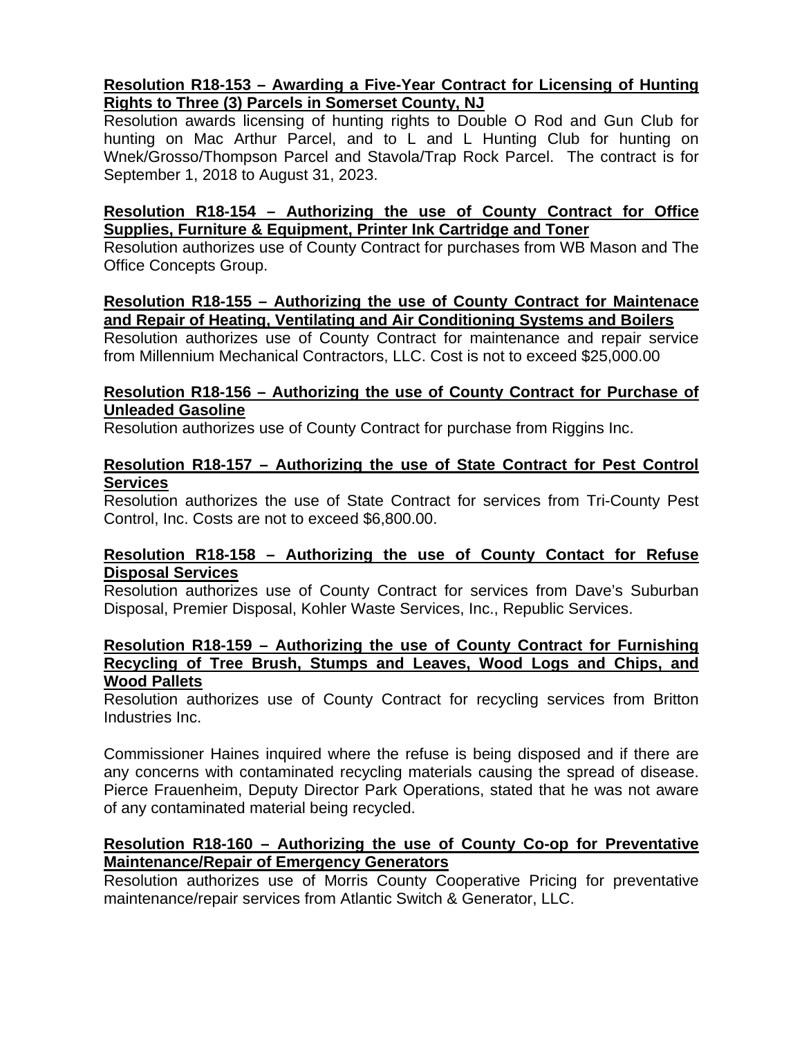**Resolution R18-153 – Awarding a Five-Year Contract for Licensing of Hunting Rights to Three (3) Parcels in Somerset County, NJ**

Resolution awards licensing of hunting rights to Double O Rod and Gun Club for hunting on Mac Arthur Parcel, and to L and L Hunting Club for hunting on Wnek/Grosso/Thompson Parcel and Stavola/Trap Rock Parcel. The contract is for September 1, 2018 to August 31, 2023.

**Resolution R18-154 – Authorizing the use of County Contract for Office Supplies, Furniture & Equipment, Printer Ink Cartridge and Toner**

Resolution authorizes use of County Contract for purchases from WB Mason and The Office Concepts Group.

**Resolution R18-155 – Authorizing the use of County Contract for Maintenace and Repair of Heating, Ventilating and Air Conditioning Systems and Boilers**

Resolution authorizes use of County Contract for maintenance and repair service from Millennium Mechanical Contractors, LLC. Cost is not to exceed $25,000.00

**Resolution R18-156 – Authorizing the use of County Contract for Purchase of Unleaded Gasoline**

Resolution authorizes use of County Contract for purchase from Riggins Inc.

**Resolution R18-157 – Authorizing the use of State Contract for Pest Control Services**

Resolution authorizes the use of State Contract for services from Tri-County Pest Control, Inc. Costs are not to exceed $6,800.00.

**Resolution R18-158 – Authorizing the use of County Contact for Refuse Disposal Services**

Resolution authorizes use of County Contract for services from Dave's Suburban Disposal, Premier Disposal, Kohler Waste Services, Inc., Republic Services.

**Resolution R18-159 – Authorizing the use of County Contract for Furnishing Recycling of Tree Brush, Stumps and Leaves, Wood Logs and Chips, and Wood Pallets**

Resolution authorizes use of County Contract for recycling services from Britton Industries Inc.

Commissioner Haines inquired where the refuse is being disposed and if there are any concerns with contaminated recycling materials causing the spread of disease. Pierce Frauenheim, Deputy Director Park Operations, stated that he was not aware of any contaminated material being recycled.

**Resolution R18-160 – Authorizing the use of County Co-op for Preventative Maintenance/Repair of Emergency Generators**

Resolution authorizes use of Morris County Cooperative Pricing for preventative maintenance/repair services from Atlantic Switch & Generator, LLC.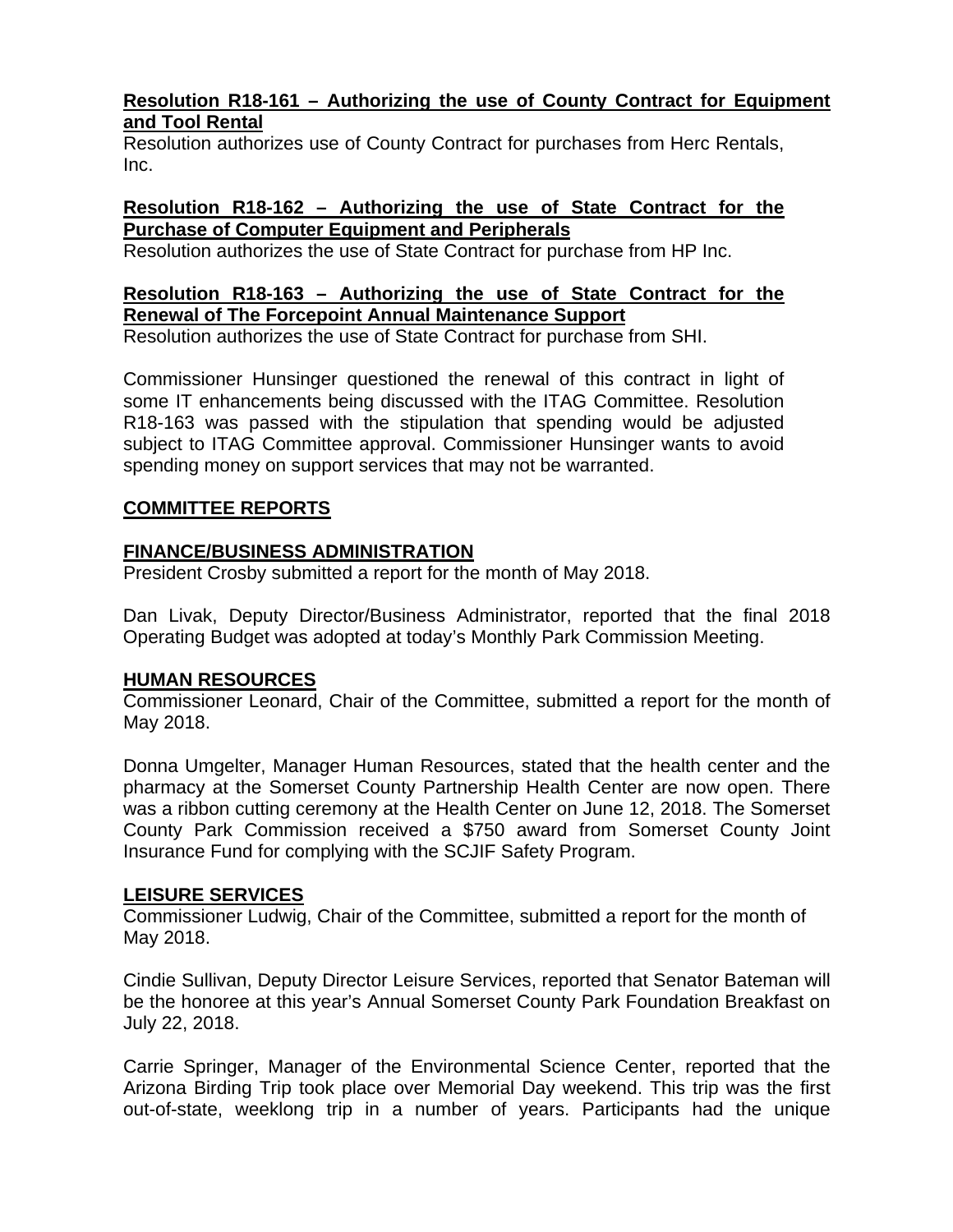**Resolution R18-161 – Authorizing the use of County Contract for Equipment and Tool Rental**
Resolution authorizes use of County Contract for purchases from Herc Rentals, Inc.

**Resolution R18-162 – Authorizing the use of State Contract for the Purchase of Computer Equipment and Peripherals**
Resolution authorizes the use of State Contract for purchase from HP Inc.

**Resolution R18-163 – Authorizing the use of State Contract for the Renewal of The Forcepoint Annual Maintenance Support**
Resolution authorizes the use of State Contract for purchase from SHI.

Commissioner Hunsinger questioned the renewal of this contract in light of some IT enhancements being discussed with the ITAG Committee. Resolution R18-163 was passed with the stipulation that spending would be adjusted subject to ITAG Committee approval. Commissioner Hunsinger wants to avoid spending money on support services that may not be warranted.

## COMMITTEE REPORTS

### FINANCE/BUSINESS ADMINISTRATION

President Crosby submitted a report for the month of May 2018.

Dan Livak, Deputy Director/Business Administrator, reported that the final 2018 Operating Budget was adopted at today's Monthly Park Commission Meeting.

### HUMAN RESOURCES

Commissioner Leonard, Chair of the Committee, submitted a report for the month of May 2018.

Donna Umgelter, Manager Human Resources, stated that the health center and the pharmacy at the Somerset County Partnership Health Center are now open. There was a ribbon cutting ceremony at the Health Center on June 12, 2018. The Somerset County Park Commission received a $750 award from Somerset County Joint Insurance Fund for complying with the SCJIF Safety Program.

### LEISURE SERVICES

Commissioner Ludwig, Chair of the Committee, submitted a report for the month of May 2018.

Cindie Sullivan, Deputy Director Leisure Services, reported that Senator Bateman will be the honoree at this year's Annual Somerset County Park Foundation Breakfast on July 22, 2018.

Carrie Springer, Manager of the Environmental Science Center, reported that the Arizona Birding Trip took place over Memorial Day weekend. This trip was the first out-of-state, weeklong trip in a number of years. Participants had the unique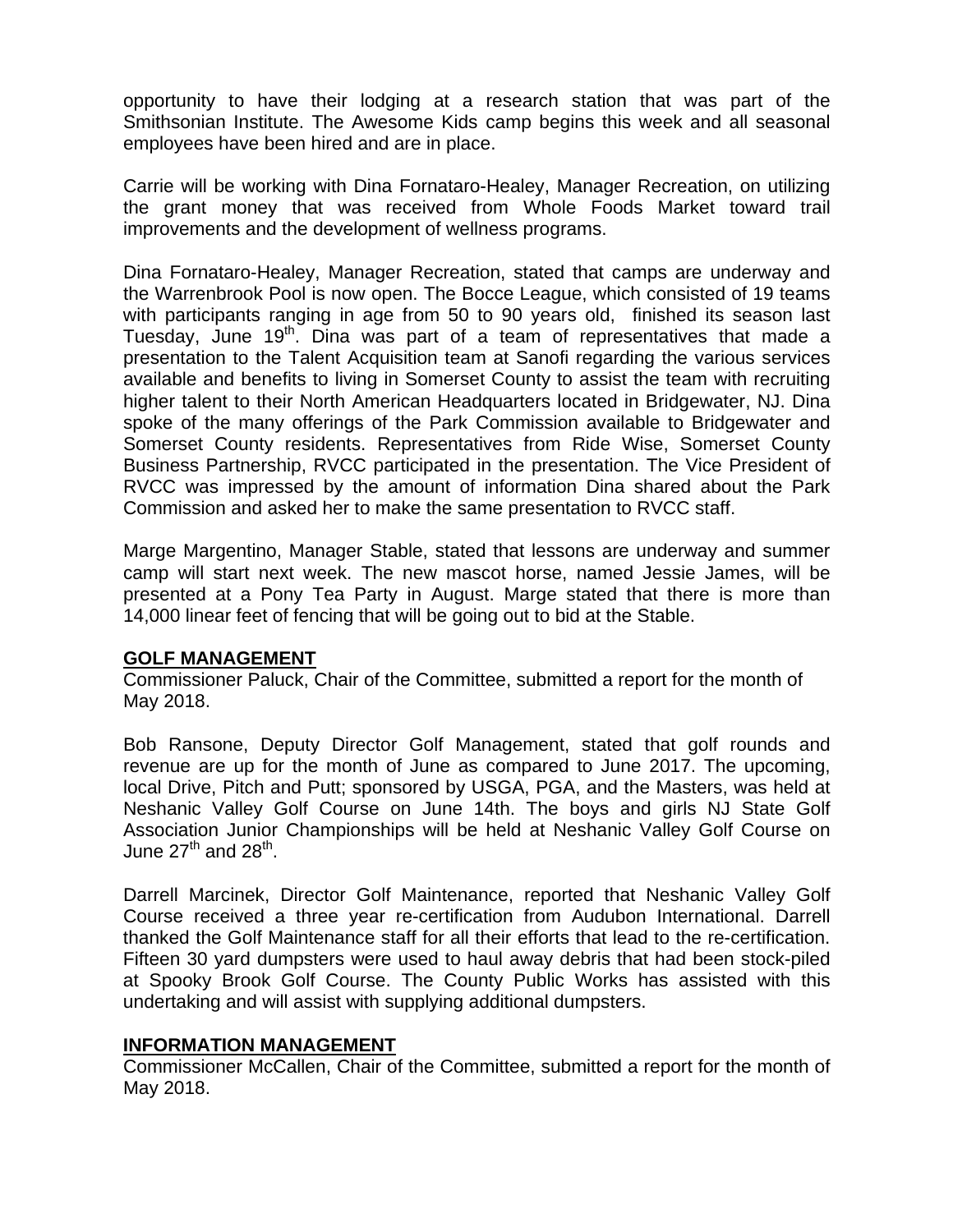opportunity to have their lodging at a research station that was part of the Smithsonian Institute. The Awesome Kids camp begins this week and all seasonal employees have been hired and are in place.

Carrie will be working with Dina Fornataro-Healey, Manager Recreation, on utilizing the grant money that was received from Whole Foods Market toward trail improvements and the development of wellness programs.

Dina Fornataro-Healey, Manager Recreation, stated that camps are underway and the Warrenbrook Pool is now open. The Bocce League, which consisted of 19 teams with participants ranging in age from 50 to 90 years old, finished its season last Tuesday, June 19th. Dina was part of a team of representatives that made a presentation to the Talent Acquisition team at Sanofi regarding the various services available and benefits to living in Somerset County to assist the team with recruiting higher talent to their North American Headquarters located in Bridgewater, NJ. Dina spoke of the many offerings of the Park Commission available to Bridgewater and Somerset County residents. Representatives from Ride Wise, Somerset County Business Partnership, RVCC participated in the presentation. The Vice President of RVCC was impressed by the amount of information Dina shared about the Park Commission and asked her to make the same presentation to RVCC staff.

Marge Margentino, Manager Stable, stated that lessons are underway and summer camp will start next week. The new mascot horse, named Jessie James, will be presented at a Pony Tea Party in August. Marge stated that there is more than 14,000 linear feet of fencing that will be going out to bid at the Stable.

## GOLF MANAGEMENT

Commissioner Paluck, Chair of the Committee, submitted a report for the month of May 2018.

Bob Ransone, Deputy Director Golf Management, stated that golf rounds and revenue are up for the month of June as compared to June 2017. The upcoming, local Drive, Pitch and Putt; sponsored by USGA, PGA, and the Masters, was held at Neshanic Valley Golf Course on June 14th. The boys and girls NJ State Golf Association Junior Championships will be held at Neshanic Valley Golf Course on June 27th and 28th.

Darrell Marcinek, Director Golf Maintenance, reported that Neshanic Valley Golf Course received a three year re-certification from Audubon International. Darrell thanked the Golf Maintenance staff for all their efforts that lead to the re-certification. Fifteen 30 yard dumpsters were used to haul away debris that had been stock-piled at Spooky Brook Golf Course. The County Public Works has assisted with this undertaking and will assist with supplying additional dumpsters.

## INFORMATION MANAGEMENT

Commissioner McCallen, Chair of the Committee, submitted a report for the month of May 2018.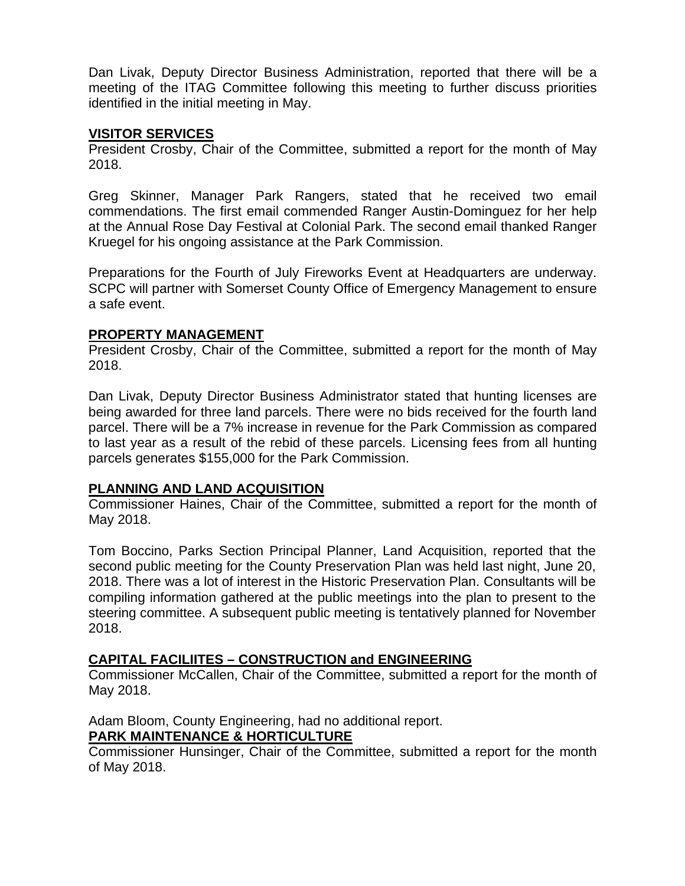Dan Livak, Deputy Director Business Administration, reported that there will be a meeting of the ITAG Committee following this meeting to further discuss priorities identified in the initial meeting in May.

**VISITOR SERVICES**

President Crosby, Chair of the Committee, submitted a report for the month of May 2018.

Greg Skinner, Manager Park Rangers, stated that he received two email commendations. The first email commended Ranger Austin-Dominguez for her help at the Annual Rose Day Festival at Colonial Park. The second email thanked Ranger Kruegel for his ongoing assistance at the Park Commission.

Preparations for the Fourth of July Fireworks Event at Headquarters are underway. SCPC will partner with Somerset County Office of Emergency Management to ensure a safe event.

**PROPERTY MANAGEMENT**

President Crosby, Chair of the Committee, submitted a report for the month of May 2018.

Dan Livak, Deputy Director Business Administrator stated that hunting licenses are being awarded for three land parcels. There were no bids received for the fourth land parcel. There will be a 7% increase in revenue for the Park Commission as compared to last year as a result of the rebid of these parcels. Licensing fees from all hunting parcels generates $155,000 for the Park Commission.

**PLANNING AND LAND ACQUISITION**

Commissioner Haines, Chair of the Committee, submitted a report for the month of May 2018.

Tom Boccino, Parks Section Principal Planner, Land Acquisition, reported that the second public meeting for the County Preservation Plan was held last night, June 20, 2018. There was a lot of interest in the Historic Preservation Plan. Consultants will be compiling information gathered at the public meetings into the plan to present to the steering committee. A subsequent public meeting is tentatively planned for November 2018.

**CAPITAL FACILIITES – CONSTRUCTION and ENGINEERING**

Commissioner McCallen, Chair of the Committee, submitted a report for the month of May 2018.

Adam Bloom, County Engineering, had no additional report.

**PARK MAINTENANCE & HORTICULTURE**

Commissioner Hunsinger, Chair of the Committee, submitted a report for the month of May 2018.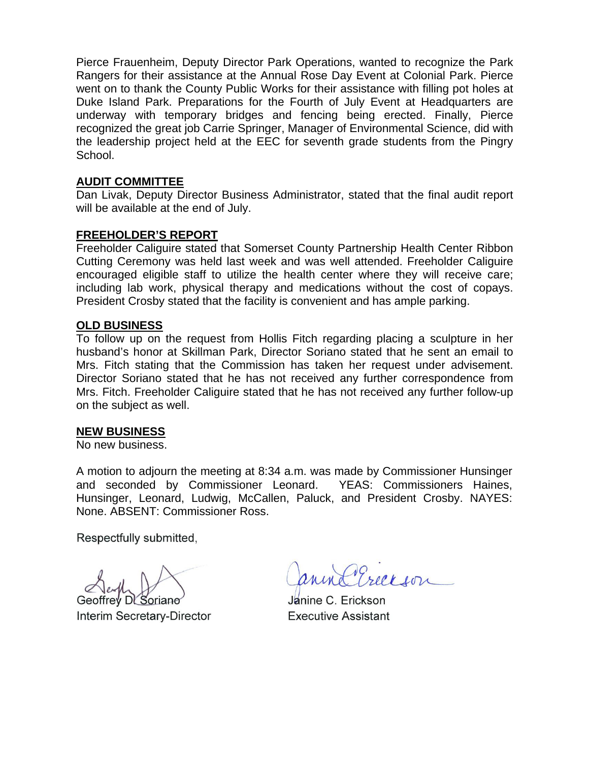Pierce Frauenheim, Deputy Director Park Operations, wanted to recognize the Park Rangers for their assistance at the Annual Rose Day Event at Colonial Park. Pierce went on to thank the County Public Works for their assistance with filling pot holes at Duke Island Park. Preparations for the Fourth of July Event at Headquarters are underway with temporary bridges and fencing being erected. Finally, Pierce recognized the great job Carrie Springer, Manager of Environmental Science, did with the leadership project held at the EEC for seventh grade students from the Pingry School.

**AUDIT COMMITTEE**

Dan Livak, Deputy Director Business Administrator, stated that the final audit report will be available at the end of July.

**FREEHOLDER'S REPORT**

Freeholder Caliguire stated that Somerset County Partnership Health Center Ribbon Cutting Ceremony was held last week and was well attended. Freeholder Caliguire encouraged eligible staff to utilize the health center where they will receive care; including lab work, physical therapy and medications without the cost of copays. President Crosby stated that the facility is convenient and has ample parking.

**OLD BUSINESS**

To follow up on the request from Hollis Fitch regarding placing a sculpture in her husband's honor at Skillman Park, Director Soriano stated that he sent an email to Mrs. Fitch stating that the Commission has taken her request under advisement. Director Soriano stated that he has not received any further correspondence from Mrs. Fitch. Freeholder Caliguire stated that he has not received any further follow-up on the subject as well.

**NEW BUSINESS**

No new business.

A motion to adjourn the meeting at 8:34 a.m. was made by Commissioner Hunsinger and seconded by Commissioner Leonard. YEAS: Commissioners Haines, Hunsinger, Leonard, Ludwig, McCallen, Paluck, and President Crosby. NAYES: None. ABSENT: Commissioner Ross.

Respectfully submitted,

Geoffrey D. Soriano
Interim Secretary-Director

Janine C. Erickson
Executive Assistant